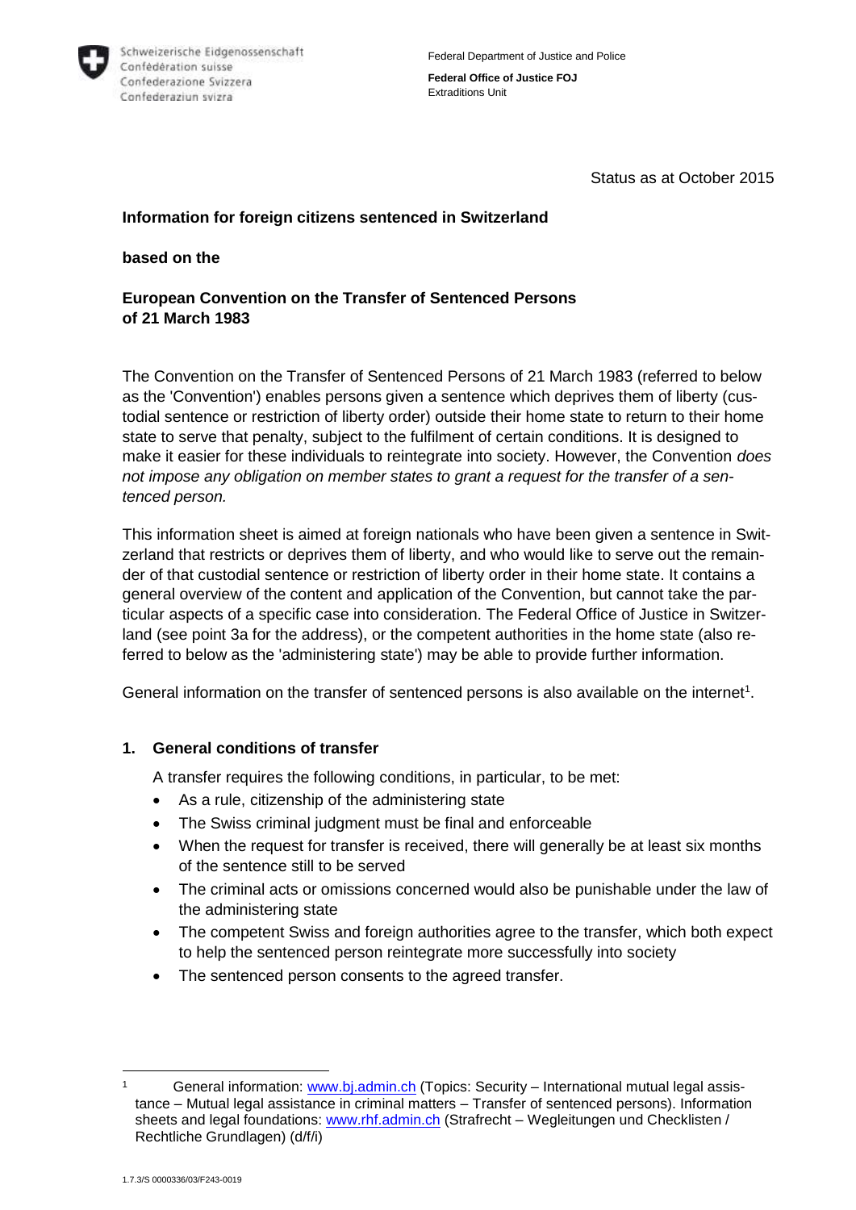Schweizerische Eidgenossenschaft
Confédération suisse
Confederazione Svizzera
Confederaziun svizra

Federal Department of Justice and Police

**Federal Office of Justice FOJ**
Extraditions Unit

Status as at October 2015

**Information for foreign citizens sentenced in Switzerland**

**based on the**

**European Convention on the Transfer of Sentenced Persons of 21 March 1983**

The Convention on the Transfer of Sentenced Persons of 21 March 1983 (referred to below as the 'Convention') enables persons given a sentence which deprives them of liberty (custodial sentence or restriction of liberty order) outside their home state to return to their home state to serve that penalty, subject to the fulfilment of certain conditions. It is designed to make it easier for these individuals to reintegrate into society. However, the Convention *does not impose any obligation on member states to grant a request for the transfer of a sentenced person.*

This information sheet is aimed at foreign nationals who have been given a sentence in Switzerland that restricts or deprives them of liberty, and who would like to serve out the remainder of that custodial sentence or restriction of liberty order in their home state. It contains a general overview of the content and application of the Convention, but cannot take the particular aspects of a specific case into consideration. The Federal Office of Justice in Switzerland (see point 3a for the address), or the competent authorities in the home state (also referred to below as the 'administering state') may be able to provide further information.

General information on the transfer of sentenced persons is also available on the internet[1].

## 1. General conditions of transfer

A transfer requires the following conditions, in particular, to be met:

- As a rule, citizenship of the administering state
- The Swiss criminal judgment must be final and enforceable
- When the request for transfer is received, there will generally be at least six months of the sentence still to be served
- The criminal acts or omissions concerned would also be punishable under the law of the administering state
- The competent Swiss and foreign authorities agree to the transfer, which both expect to help the sentenced person reintegrate more successfully into society
- The sentenced person consents to the agreed transfer.

[1] General information: www.bj.admin.ch (Topics: Security – International mutual legal assistance – Mutual legal assistance in criminal matters – Transfer of sentenced persons). Information sheets and legal foundations: www.rhf.admin.ch (Strafrecht – Wegleitungen und Checklisten / Rechtliche Grundlagen) (d/f/i)

1.7.3/S 0000336/03/F243-0019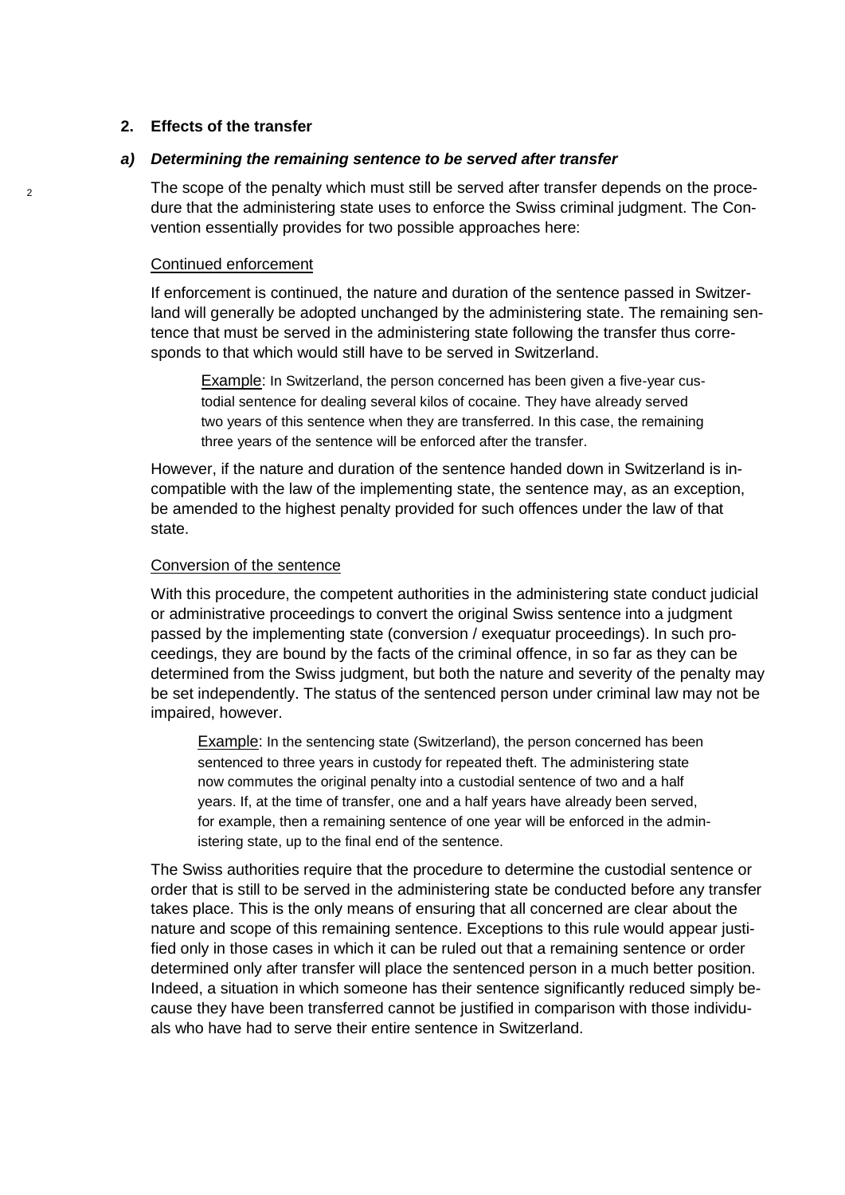## 2. Effects of the transfer

### *a) Determining the remaining sentence to be served after transfer*

The scope of the penalty which must still be served after transfer depends on the procedure that the administering state uses to enforce the Swiss criminal judgment. The Convention essentially provides for two possible approaches here:

Continued enforcement

If enforcement is continued, the nature and duration of the sentence passed in Switzerland will generally be adopted unchanged by the administering state. The remaining sentence that must be served in the administering state following the transfer thus corresponds to that which would still have to be served in Switzerland.

> Example: In Switzerland, the person concerned has been given a five-year custodial sentence for dealing several kilos of cocaine. They have already served two years of this sentence when they are transferred. In this case, the remaining three years of the sentence will be enforced after the transfer.

However, if the nature and duration of the sentence handed down in Switzerland is incompatible with the law of the implementing state, the sentence may, as an exception, be amended to the highest penalty provided for such offences under the law of that state.

Conversion of the sentence

With this procedure, the competent authorities in the administering state conduct judicial or administrative proceedings to convert the original Swiss sentence into a judgment passed by the implementing state (conversion / exequatur proceedings). In such proceedings, they are bound by the facts of the criminal offence, in so far as they can be determined from the Swiss judgment, but both the nature and severity of the penalty may be set independently. The status of the sentenced person under criminal law may not be impaired, however.

> Example: In the sentencing state (Switzerland), the person concerned has been sentenced to three years in custody for repeated theft. The administering state now commutes the original penalty into a custodial sentence of two and a half years. If, at the time of transfer, one and a half years have already been served, for example, then a remaining sentence of one year will be enforced in the administering state, up to the final end of the sentence.

The Swiss authorities require that the procedure to determine the custodial sentence or order that is still to be served in the administering state be conducted before any transfer takes place. This is the only means of ensuring that all concerned are clear about the nature and scope of this remaining sentence. Exceptions to this rule would appear justified only in those cases in which it can be ruled out that a remaining sentence or order determined only after transfer will place the sentenced person in a much better position. Indeed, a situation in which someone has their sentence significantly reduced simply because they have been transferred cannot be justified in comparison with those individuals who have had to serve their entire sentence in Switzerland.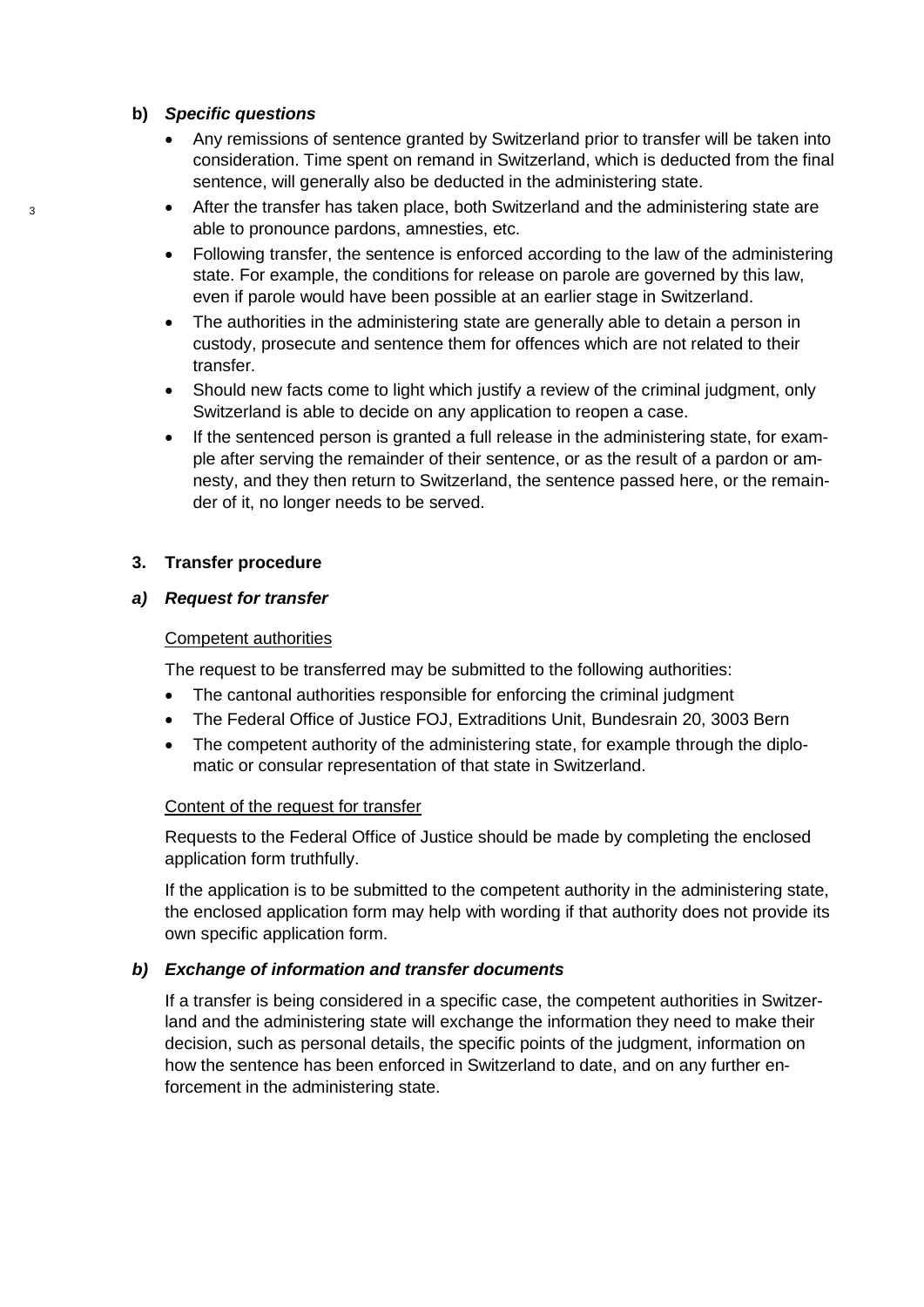**b)** ***Specific questions***

- Any remissions of sentence granted by Switzerland prior to transfer will be taken into consideration. Time spent on remand in Switzerland, which is deducted from the final sentence, will generally also be deducted in the administering state.
- After the transfer has taken place, both Switzerland and the administering state are able to pronounce pardons, amnesties, etc.
- Following transfer, the sentence is enforced according to the law of the administering state. For example, the conditions for release on parole are governed by this law, even if parole would have been possible at an earlier stage in Switzerland.
- The authorities in the administering state are generally able to detain a person in custody, prosecute and sentence them for offences which are not related to their transfer.
- Should new facts come to light which justify a review of the criminal judgment, only Switzerland is able to decide on any application to reopen a case.
- If the sentenced person is granted a full release in the administering state, for example after serving the remainder of their sentence, or as the result of a pardon or amnesty, and they then return to Switzerland, the sentence passed here, or the remainder of it, no longer needs to be served.

## 3. Transfer procedure

### *a) Request for transfer*

<u>Competent authorities</u>

The request to be transferred may be submitted to the following authorities:

- The cantonal authorities responsible for enforcing the criminal judgment
- The Federal Office of Justice FOJ, Extraditions Unit, Bundesrain 20, 3003 Bern
- The competent authority of the administering state, for example through the diplomatic or consular representation of that state in Switzerland.

<u>Content of the request for transfer</u>

Requests to the Federal Office of Justice should be made by completing the enclosed application form truthfully.

If the application is to be submitted to the competent authority in the administering state, the enclosed application form may help with wording if that authority does not provide its own specific application form.

### *b) Exchange of information and transfer documents*

If a transfer is being considered in a specific case, the competent authorities in Switzerland and the administering state will exchange the information they need to make their decision, such as personal details, the specific points of the judgment, information on how the sentence has been enforced in Switzerland to date, and on any further enforcement in the administering state.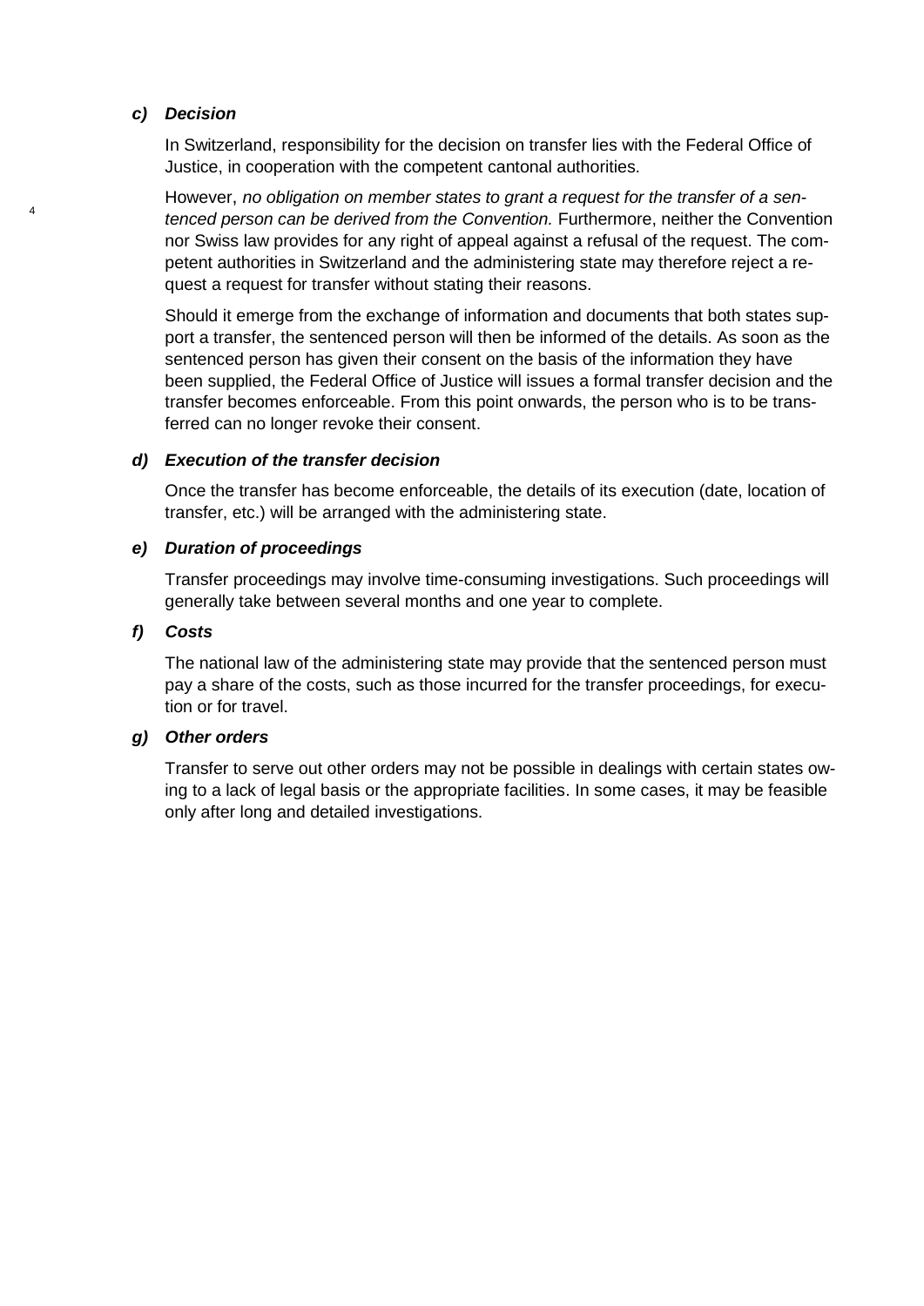### *c) Decision*

In Switzerland, responsibility for the decision on transfer lies with the Federal Office of Justice, in cooperation with the competent cantonal authorities.

However, *no obligation on member states to grant a request for the transfer of a sentenced person can be derived from the Convention.* Furthermore, neither the Convention nor Swiss law provides for any right of appeal against a refusal of the request. The competent authorities in Switzerland and the administering state may therefore reject a request a request for transfer without stating their reasons.

Should it emerge from the exchange of information and documents that both states support a transfer, the sentenced person will then be informed of the details. As soon as the sentenced person has given their consent on the basis of the information they have been supplied, the Federal Office of Justice will issues a formal transfer decision and the transfer becomes enforceable. From this point onwards, the person who is to be transferred can no longer revoke their consent.

### *d) Execution of the transfer decision*

Once the transfer has become enforceable, the details of its execution (date, location of transfer, etc.) will be arranged with the administering state.

### *e) Duration of proceedings*

Transfer proceedings may involve time-consuming investigations. Such proceedings will generally take between several months and one year to complete.

### *f) Costs*

The national law of the administering state may provide that the sentenced person must pay a share of the costs, such as those incurred for the transfer proceedings, for execution or for travel.

### *g) Other orders*

Transfer to serve out other orders may not be possible in dealings with certain states owing to a lack of legal basis or the appropriate facilities. In some cases, it may be feasible only after long and detailed investigations.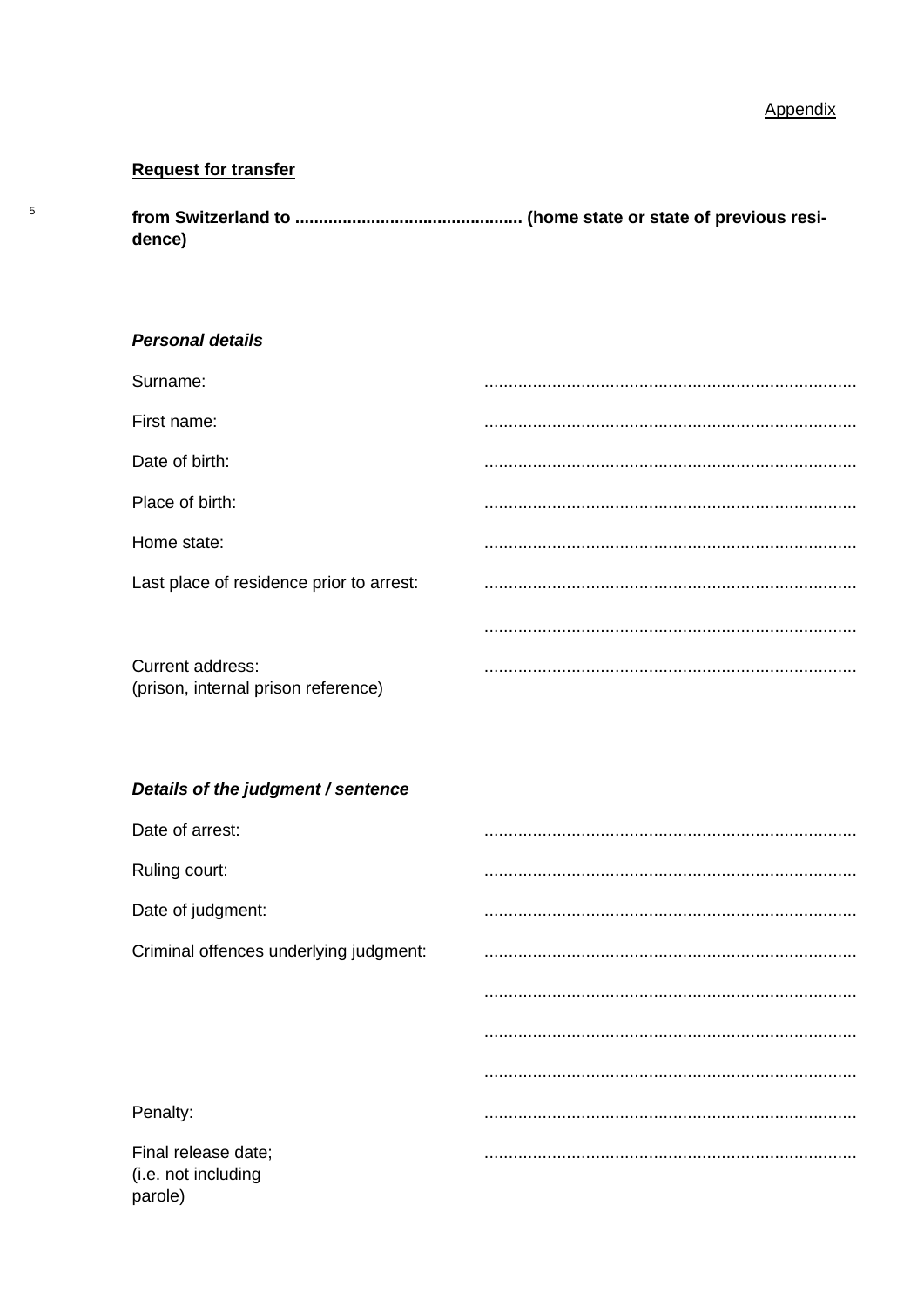Appendix

**Request for transfer**

**from Switzerland to ............................................... (home state or state of previous residence)**

***Personal details***

| | |
|---|---|
| Surname: | ............................................................................ |
| First name: | ............................................................................ |
| Date of birth: | ............................................................................ |
| Place of birth: | ............................................................................ |
| Home state: | ............................................................................ |
| Last place of residence prior to arrest: | ............................................................................ |
| | ............................................................................ |
| Current address: (prison, internal prison reference) | ............................................................................ |

***Details of the judgment / sentence***

| | |
|---|---|
| Date of arrest: | ............................................................................ |
| Ruling court: | ............................................................................ |
| Date of judgment: | ............................................................................ |
| Criminal offences underlying judgment: | ............................................................................ |
| | ............................................................................ |
| | ............................................................................ |
| | ............................................................................ |
| Penalty: | ............................................................................ |
| Final release date; (i.e. not including parole) | ............................................................................ |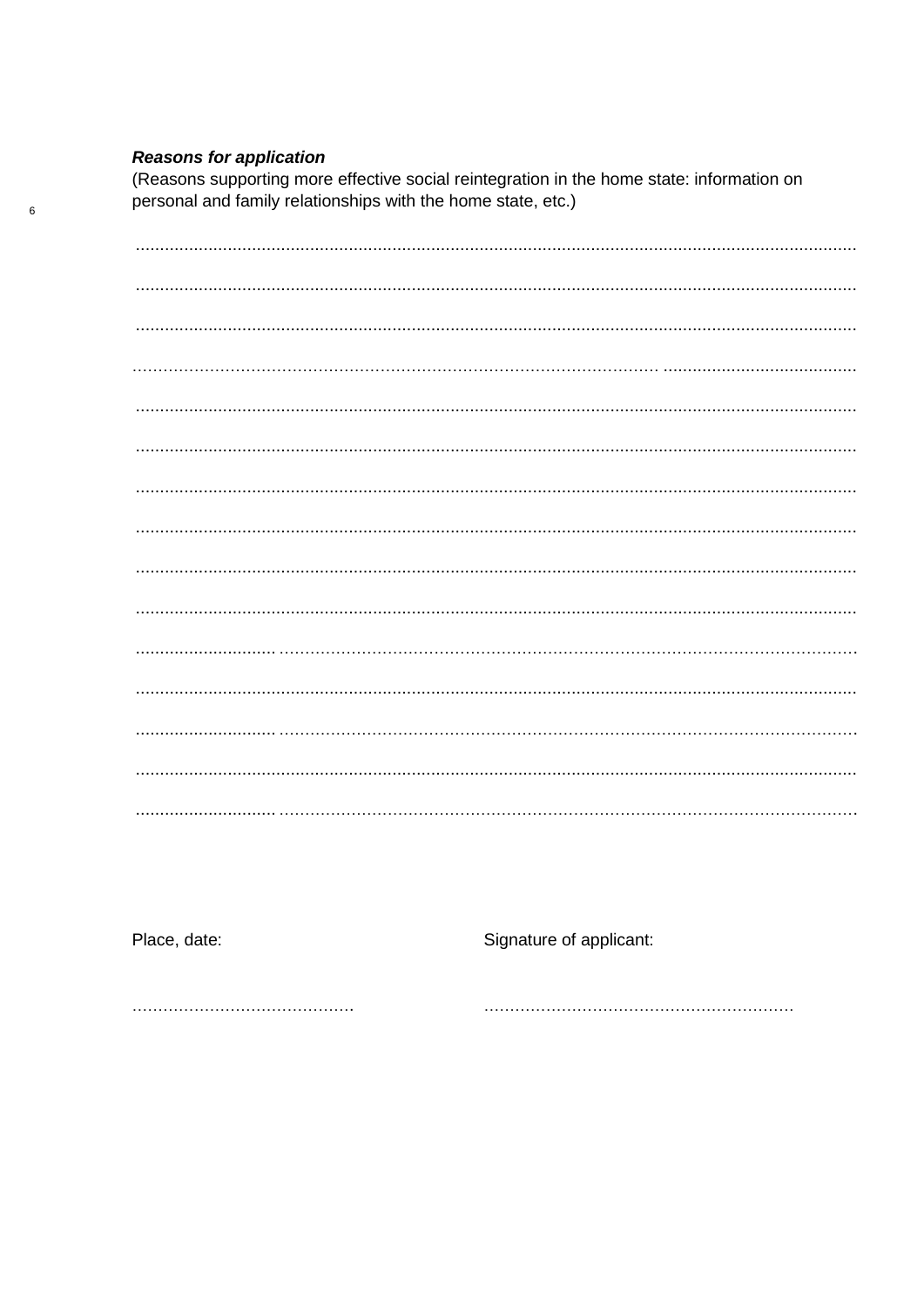***Reasons for application***

(Reasons supporting more effective social reintegration in the home state: information on personal and family relationships with the home state, etc.)

..............................................................................................................................................

..............................................................................................................................................

..............................................................................................................................................

..............................................................................................................................................

..............................................................................................................................................

..............................................................................................................................................

..............................................................................................................................................

..............................................................................................................................................

..............................................................................................................................................

..............................................................................................................................................

..............................................................................................................................................

..............................................................................................................................................

..............................................................................................................................................

..............................................................................................................................................

..............................................................................................................................................

Place, date: ..........................................

Signature of applicant: ..........................................................